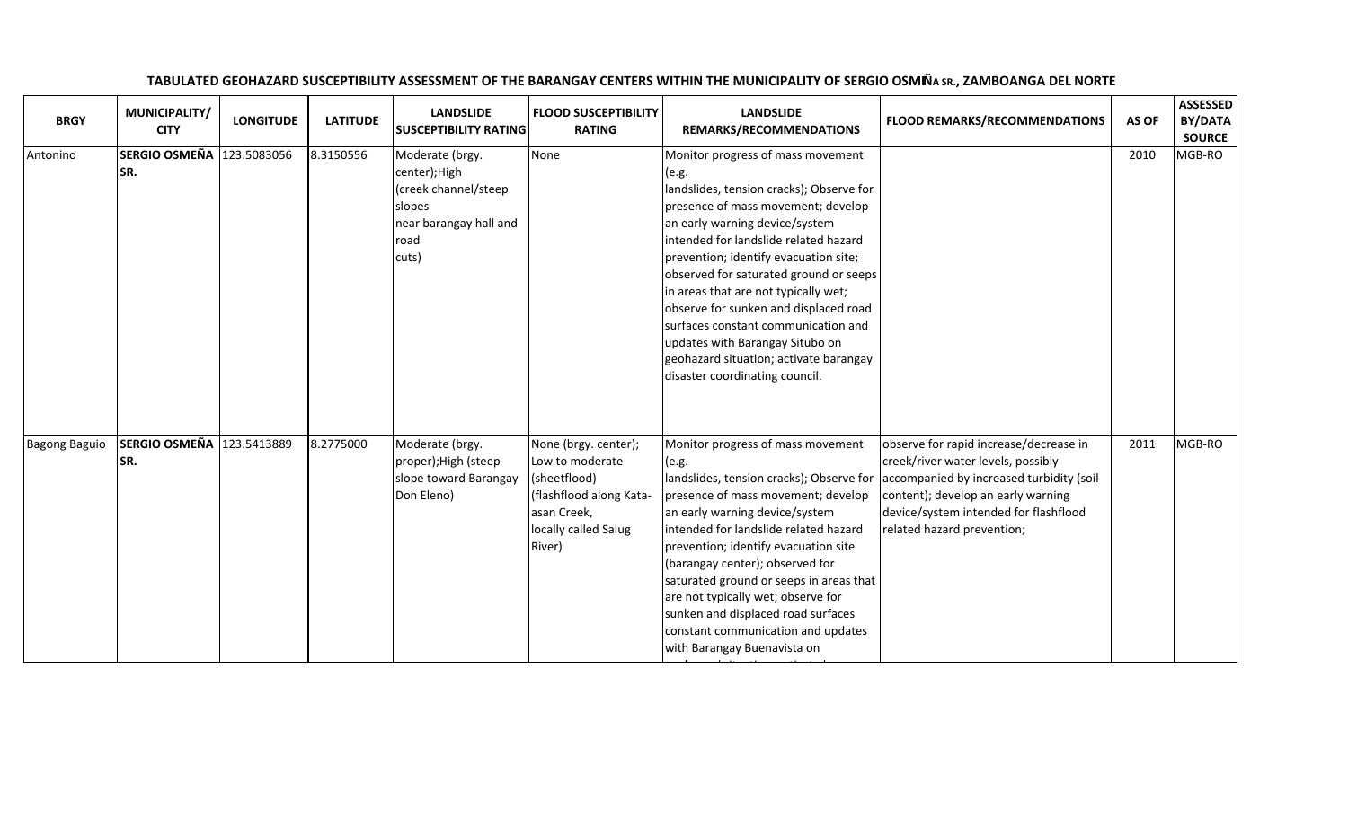**TABULATED GEOHAZARD SUSCEPTIBILITY ASSESSMENT OF THE BARANGAY CENTERS WITHIN THE MUNICIPALITY OF SERGIO OSMEÑA SR., ZAMBOANGA DEL NORTE**

| BRGY | MUNICIPALITY/ CITY | LONGITUDE | LATITUDE | LANDSLIDE SUSCEPTIBILITY RATING | FLOOD SUSCEPTIBILITY RATING | LANDSLIDE REMARKS/RECOMMENDATIONS | FLOOD REMARKS/RECOMMENDATIONS | AS OF | ASSESSED BY/DATA SOURCE |
|---|---|---|---|---|---|---|---|---|---|
| Antonino | **SERGIO OSMEÑA SR.** | 123.5083056 | 8.3150556 | Moderate (brgy. center);High (creek channel/steep slopes near barangay hall and road cuts) | None | Monitor progress of mass movement (e.g. landslides, tension cracks); Observe for presence of mass movement; develop an early warning device/system intended for landslide related hazard prevention; identify evacuation site; observed for saturated ground or seeps in areas that are not typically wet; observe for sunken and displaced road surfaces constant communication and updates with Barangay Situbo on geohazard situation; activate barangay disaster coordinating council. | | 2010 | MGB-RO |
| Bagong Baguio | **SERGIO OSMEÑA SR.** | 123.5413889 | 8.2775000 | Moderate (brgy. proper);High (steep slope toward Barangay Don Eleno) | None (brgy. center); Low to moderate (sheetflood) (flashflood along Kata-asan Creek, locally called Salug River) | Monitor progress of mass movement (e.g. landslides, tension cracks); Observe for presence of mass movement; develop an early warning device/system intended for landslide related hazard prevention; identify evacuation site (barangay center); observed for saturated ground or seeps in areas that are not typically wet; observe for sunken and displaced road surfaces constant communication and updates with Barangay Buenavista on | observe for rapid increase/decrease in creek/river water levels, possibly accompanied by increased turbidity (soil content); develop an early warning device/system intended for flashflood related hazard prevention; | 2011 | MGB-RO |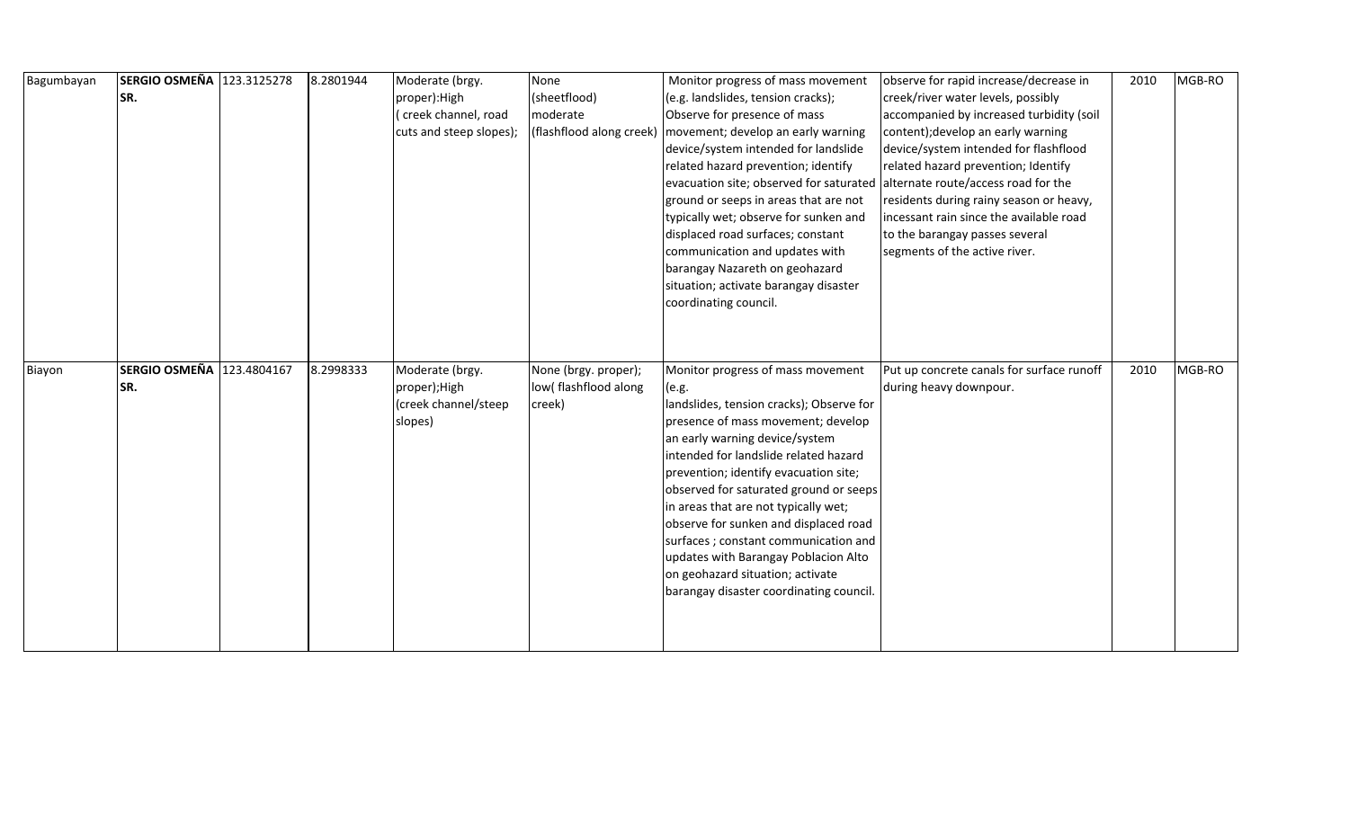| Bagumbayan | **SERGIO OSMEÑA SR.** | 123.3125278 | 8.2801944 | Moderate (brgy. proper):High ( creek channel, road cuts and steep slopes); | None (sheetflood) moderate (flashflood along creek) | Monitor progress of mass movement (e.g. landslides, tension cracks); Observe for presence of mass movement; develop an early warning device/system intended for landslide related hazard prevention; identify evacuation site; observed for saturated ground or seeps in areas that are not typically wet; observe for sunken and displaced road surfaces; constant communication and updates with barangay Nazareth on geohazard situation; activate barangay disaster coordinating council. | observe for rapid increase/decrease in creek/river water levels, possibly accompanied by increased turbidity (soil content);develop an early warning device/system intended for flashflood related hazard prevention; Identify alternate route/access road for the residents during rainy season or heavy, incessant rain since the available road to the barangay passes several segments of the active river. | 2010 | MGB-RO |
|---|---|---|---|---|---|---|---|---|---|
| Biayon | **SERGIO OSMEÑA SR.** | 123.4804167 | 8.2998333 | Moderate (brgy. proper);High (creek channel/steep slopes) | None (brgy. proper); low( flashflood along creek) | Monitor progress of mass movement (e.g. landslides, tension cracks); Observe for presence of mass movement; develop an early warning device/system intended for landslide related hazard prevention; identify evacuation site; observed for saturated ground or seeps in areas that are not typically wet; observe for sunken and displaced road surfaces ; constant communication and updates with Barangay Poblacion Alto on geohazard situation; activate barangay disaster coordinating council. | Put up concrete canals for surface runoff during heavy downpour. | 2010 | MGB-RO |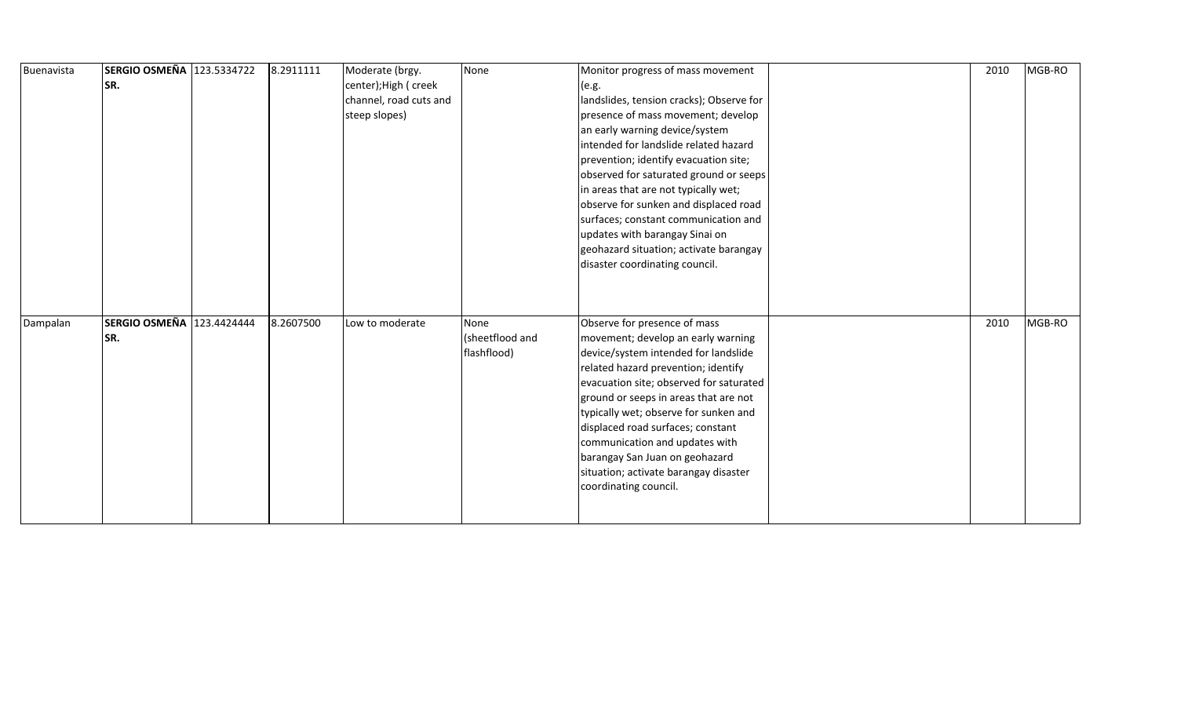| | | | | | | | | | |
|---|---|---|---|---|---|---|---|---|---|
| Buenavista | **SERGIO OSMEÑA SR.** | 123.5334722 | 8.2911111 | Moderate (brgy. center);High ( creek channel, road cuts and steep slopes) | None | Monitor progress of mass movement (e.g. landslides, tension cracks); Observe for presence of mass movement; develop an early warning device/system intended for landslide related hazard prevention; identify evacuation site; observed for saturated ground or seeps in areas that are not typically wet; observe for sunken and displaced road surfaces; constant communication and updates with barangay Sinai on geohazard situation; activate barangay disaster coordinating council. | | 2010 | MGB-RO |
| Dampalan | **SERGIO OSMEÑA SR.** | 123.4424444 | 8.2607500 | Low to moderate | None (sheetflood and flashflood) | Observe for presence of mass movement; develop an early warning device/system intended for landslide related hazard prevention; identify evacuation site; observed for saturated ground or seeps in areas that are not typically wet; observe for sunken and displaced road surfaces; constant communication and updates with barangay San Juan on geohazard situation; activate barangay disaster coordinating council. | | 2010 | MGB-RO |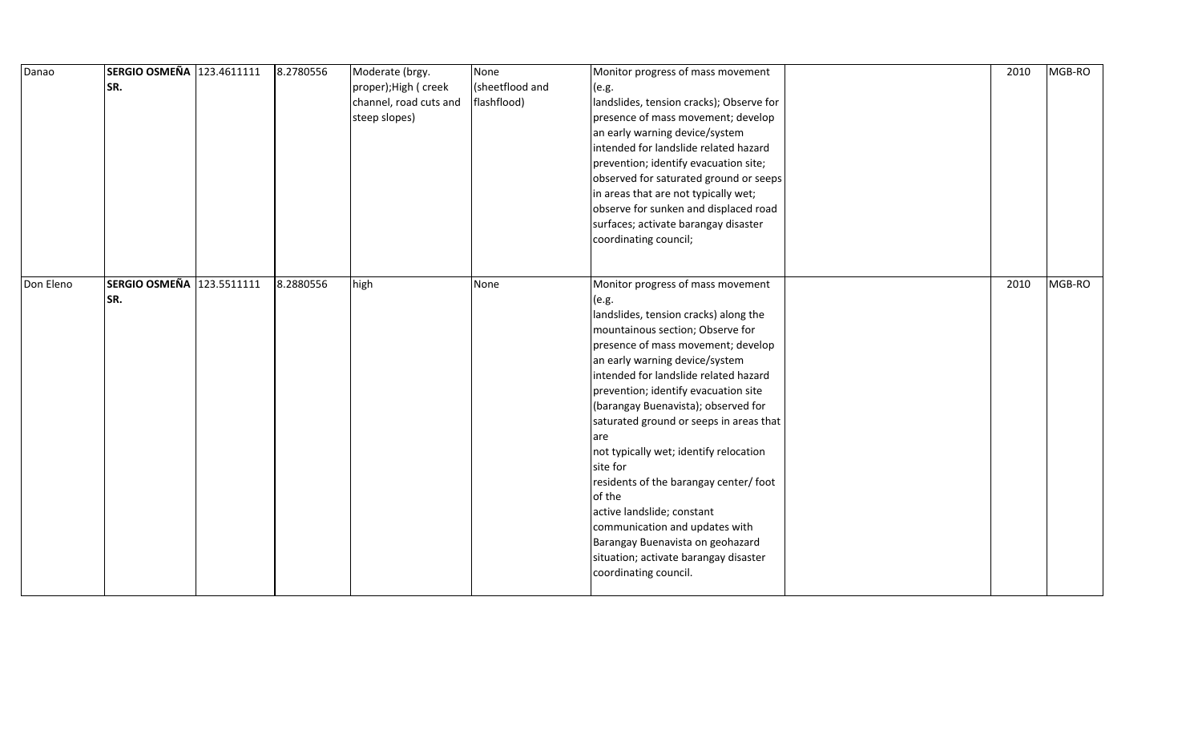| Danao | **SERGIO OSMEÑA SR.** | 123.4611111 | 8.2780556 | Moderate (brgy. proper);High ( creek channel, road cuts and steep slopes) | None (sheetflood and flashflood) | Monitor progress of mass movement (e.g. landslides, tension cracks); Observe for presence of mass movement; develop an early warning device/system intended for landslide related hazard prevention; identify evacuation site; observed for saturated ground or seeps in areas that are not typically wet; observe for sunken and displaced road surfaces; activate barangay disaster coordinating council; | | 2010 | MGB-RO |
|---|---|---|---|---|---|---|---|---|---|
| Don Eleno | **SERGIO OSMEÑA SR.** | 123.5511111 | 8.2880556 | high | None | Monitor progress of mass movement (e.g. landslides, tension cracks) along the mountainous section; Observe for presence of mass movement; develop an early warning device/system intended for landslide related hazard prevention; identify evacuation site (barangay Buenavista); observed for saturated ground or seeps in areas that are not typically wet; identify relocation site for residents of the barangay center/ foot of the active landslide; constant communication and updates with Barangay Buenavista on geohazard situation; activate barangay disaster coordinating council. | | 2010 | MGB-RO |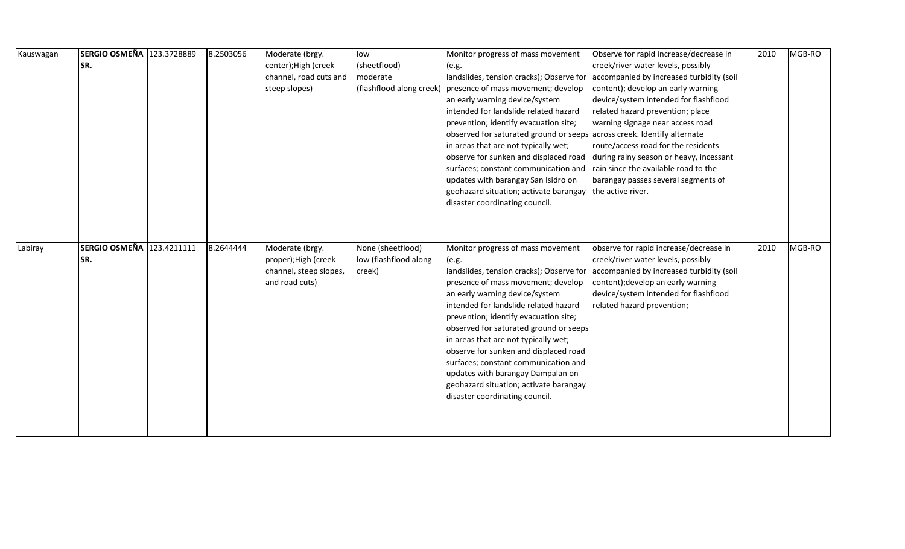| | | | | | | | | | |
|---|---|---|---|---|---|---|---|---|---|
| Kauswagan | **SERGIO OSMEÑA SR.** | 123.3728889 | 8.2503056 | Moderate (brgy. center);High (creek channel, road cuts and steep slopes) | low (sheetflood) moderate (flashflood along creek) | Monitor progress of mass movement (e.g. landslides, tension cracks); Observe for presence of mass movement; develop an early warning device/system intended for landslide related hazard prevention; identify evacuation site; observed for saturated ground or seeps in areas that are not typically wet; observe for sunken and displaced road surfaces; constant communication and updates with barangay San Isidro on geohazard situation; activate barangay disaster coordinating council. | Observe for rapid increase/decrease in creek/river water levels, possibly accompanied by increased turbidity (soil content); develop an early warning device/system intended for flashflood related hazard prevention; place warning signage near access road across creek. Identify alternate route/access road for the residents during rainy season or heavy, incessant rain since the available road to the barangay passes several segments of the active river. | 2010 | MGB-RO |
| Labiray | **SERGIO OSMEÑA SR.** | 123.4211111 | 8.2644444 | Moderate (brgy. proper);High (creek channel, steep slopes, and road cuts) | None (sheetflood) low (flashflood along creek) | Monitor progress of mass movement (e.g. landslides, tension cracks); Observe for presence of mass movement; develop an early warning device/system intended for landslide related hazard prevention; identify evacuation site; observed for saturated ground or seeps in areas that are not typically wet; observe for sunken and displaced road surfaces; constant communication and updates with barangay Dampalan on geohazard situation; activate barangay disaster coordinating council. | observe for rapid increase/decrease in creek/river water levels, possibly accompanied by increased turbidity (soil content);develop an early warning device/system intended for flashflood related hazard prevention; | 2010 | MGB-RO |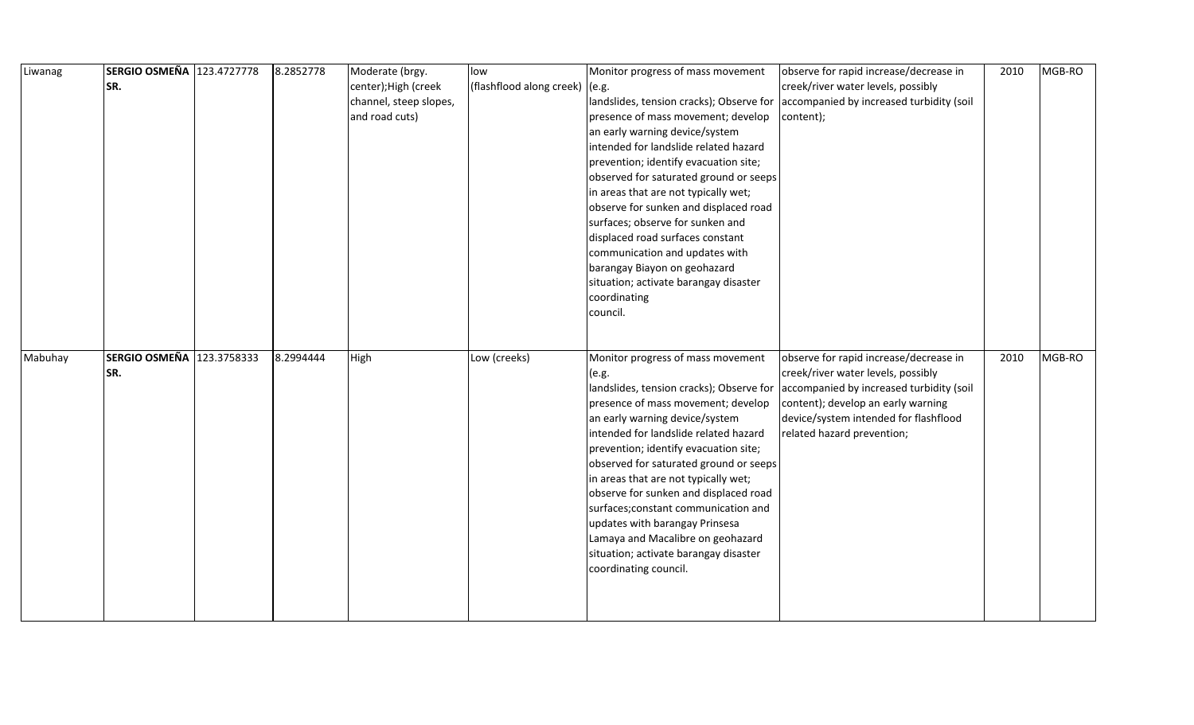| Liwanag | **SERGIO OSMEÑA SR.** | 123.4727778 | 8.2852778 | Moderate (brgy. center);High (creek channel, steep slopes, and road cuts) | low (flashflood along creek) | Monitor progress of mass movement (e.g. landslides, tension cracks); Observe for presence of mass movement; develop an early warning device/system intended for landslide related hazard prevention; identify evacuation site; observed for saturated ground or seeps in areas that are not typically wet; observe for sunken and displaced road surfaces; observe for sunken and displaced road surfaces constant communication and updates with barangay Biayon on geohazard situation; activate barangay disaster coordinating council. | observe for rapid increase/decrease in creek/river water levels, possibly accompanied by increased turbidity (soil content); | 2010 | MGB-RO |
|---|---|---|---|---|---|---|---|---|---|
| Mabuhay | **SERGIO OSMEÑA SR.** | 123.3758333 | 8.2994444 | High | Low (creeks) | Monitor progress of mass movement (e.g. landslides, tension cracks); Observe for presence of mass movement; develop an early warning device/system intended for landslide related hazard prevention; identify evacuation site; observed for saturated ground or seeps in areas that are not typically wet; observe for sunken and displaced road surfaces;constant communication and updates with barangay Prinsesa Lamaya and Macalibre on geohazard situation; activate barangay disaster coordinating council. | observe for rapid increase/decrease in creek/river water levels, possibly accompanied by increased turbidity (soil content); develop an early warning device/system intended for flashflood related hazard prevention; | 2010 | MGB-RO |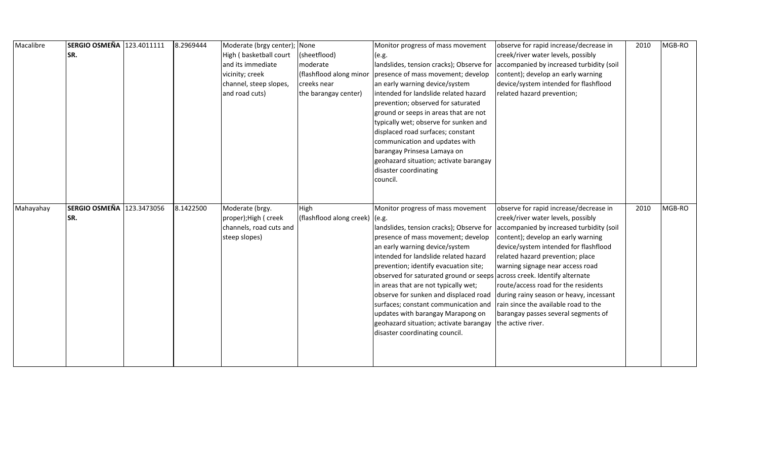| | | | | | | | | | |
|---|---|---|---|---|---|---|---|---|---|
| Macalibre | **SERGIO OSMEÑA SR.** | 123.4011111 | 8.2969444 | Moderate (brgy center); High ( basketball court and its immediate vicinity; creek channel, steep slopes, and road cuts) | None (sheetflood) moderate (flashflood along minor creeks near the barangay center) | Monitor progress of mass movement (e.g. landslides, tension cracks); Observe for presence of mass movement; develop an early warning device/system intended for landslide related hazard prevention; observed for saturated ground or seeps in areas that are not typically wet; observe for sunken and displaced road surfaces; constant communication and updates with barangay Prinsesa Lamaya on geohazard situation; activate barangay disaster coordinating council. | observe for rapid increase/decrease in creek/river water levels, possibly accompanied by increased turbidity (soil content); develop an early warning device/system intended for flashflood related hazard prevention; | 2010 | MGB-RO |
| Mahayahay | **SERGIO OSMEÑA SR.** | 123.3473056 | 8.1422500 | Moderate (brgy. proper);High ( creek channels, road cuts and steep slopes) | High (flashflood along creek) | Monitor progress of mass movement (e.g. landslides, tension cracks); Observe for presence of mass movement; develop an early warning device/system intended for landslide related hazard prevention; identify evacuation site; observed for saturated ground or seeps in areas that are not typically wet; observe for sunken and displaced road surfaces; constant communication and updates with barangay Marapong on geohazard situation; activate barangay disaster coordinating council. | observe for rapid increase/decrease in creek/river water levels, possibly accompanied by increased turbidity (soil content); develop an early warning device/system intended for flashflood related hazard prevention; place warning signage near access road across creek. Identify alternate route/access road for the residents during rainy season or heavy, incessant rain since the available road to the barangay passes several segments of the active river. | 2010 | MGB-RO |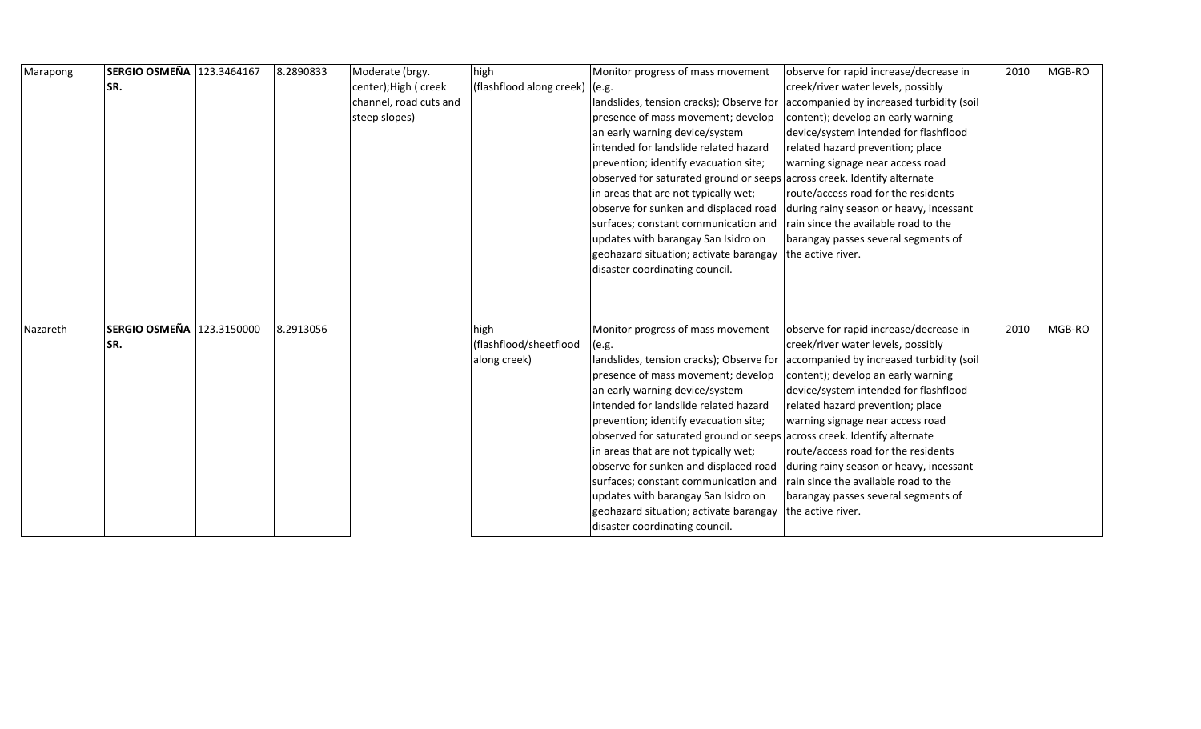| | | | | | | | | | |
|---|---|---|---|---|---|---|---|---|---|
| Marapong | **SERGIO OSMEÑA SR.** | 123.3464167 | 8.2890833 | Moderate (brgy. center);High ( creek channel, road cuts and steep slopes) | high (flashflood along creek) | Monitor progress of mass movement (e.g. landslides, tension cracks); Observe for presence of mass movement; develop an early warning device/system intended for landslide related hazard prevention; identify evacuation site; observed for saturated ground or seeps in areas that are not typically wet; observe for sunken and displaced road surfaces; constant communication and updates with barangay San Isidro on geohazard situation; activate barangay disaster coordinating council. | observe for rapid increase/decrease in creek/river water levels, possibly accompanied by increased turbidity (soil content); develop an early warning device/system intended for flashflood related hazard prevention; place warning signage near access road across creek. Identify alternate route/access road for the residents during rainy season or heavy, incessant rain since the available road to the barangay passes several segments of the active river. | 2010 | MGB-RO |
| Nazareth | **SERGIO OSMEÑA SR.** | 123.3150000 | 8.2913056 | | high (flashflood/sheetflood along creek) | Monitor progress of mass movement (e.g. landslides, tension cracks); Observe for presence of mass movement; develop an early warning device/system intended for landslide related hazard prevention; identify evacuation site; observed for saturated ground or seeps in areas that are not typically wet; observe for sunken and displaced road surfaces; constant communication and updates with barangay San Isidro on geohazard situation; activate barangay disaster coordinating council. | observe for rapid increase/decrease in creek/river water levels, possibly accompanied by increased turbidity (soil content); develop an early warning device/system intended for flashflood related hazard prevention; place warning signage near access road across creek. Identify alternate route/access road for the residents during rainy season or heavy, incessant rain since the available road to the barangay passes several segments of the active river. | 2010 | MGB-RO |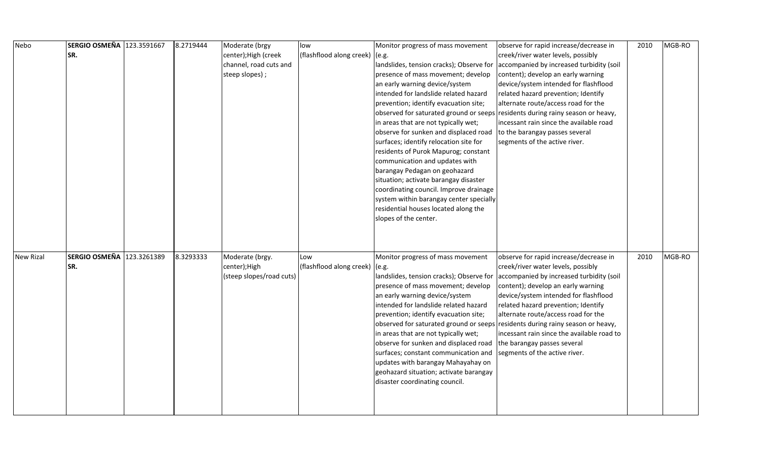| Nebo | **SERGIO OSMEÑA SR.** | 123.3591667 | 8.2719444 | Moderate (brgy center);High (creek channel, road cuts and steep slopes) ; | low (flashflood along creek) | Monitor progress of mass movement (e.g. landslides, tension cracks); Observe for presence of mass movement; develop an early warning device/system intended for landslide related hazard prevention; identify evacuation site; observed for saturated ground or seeps in areas that are not typically wet; observe for sunken and displaced road surfaces; identify relocation site for residents of Purok Mapurog; constant communication and updates with barangay Pedagan on geohazard situation; activate barangay disaster coordinating council. Improve drainage system within barangay center specially residential houses located along the slopes of the center. | observe for rapid increase/decrease in creek/river water levels, possibly accompanied by increased turbidity (soil content); develop an early warning device/system intended for flashflood related hazard prevention; Identify alternate route/access road for the residents during rainy season or heavy, incessant rain since the available road to the barangay passes several segments of the active river. | 2010 | MGB-RO |
|---|---|---|---|---|---|---|---|---|---|
| New Rizal | **SERGIO OSMEÑA SR.** | 123.3261389 | 8.3293333 | Moderate (brgy. center);High (steep slopes/road cuts) | Low (flashflood along creek) | Monitor progress of mass movement (e.g. landslides, tension cracks); Observe for presence of mass movement; develop an early warning device/system intended for landslide related hazard prevention; identify evacuation site; observed for saturated ground or seeps in areas that are not typically wet; observe for sunken and displaced road surfaces; constant communication and updates with barangay Mahayahay on geohazard situation; activate barangay disaster coordinating council. | observe for rapid increase/decrease in creek/river water levels, possibly accompanied by increased turbidity (soil content); develop an early warning device/system intended for flashflood related hazard prevention; Identify alternate route/access road for the residents during rainy season or heavy, incessant rain since the available road to the barangay passes several segments of the active river. | 2010 | MGB-RO |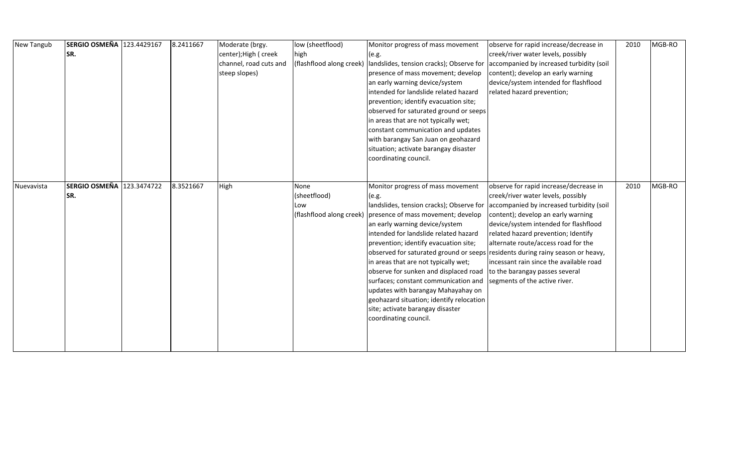| New Tangub | **SERGIO OSMEÑA SR.** | 123.4429167 | 8.2411667 | Moderate (brgy. center);High ( creek channel, road cuts and steep slopes) | low (sheetflood) high (flashflood along creek) | Monitor progress of mass movement (e.g. landslides, tension cracks); Observe for presence of mass movement; develop an early warning device/system intended for landslide related hazard prevention; identify evacuation site; observed for saturated ground or seeps in areas that are not typically wet; constant communication and updates with barangay San Juan on geohazard situation; activate barangay disaster coordinating council. | observe for rapid increase/decrease in creek/river water levels, possibly accompanied by increased turbidity (soil content); develop an early warning device/system intended for flashflood related hazard prevention; | 2010 | MGB-RO |
|---|---|---|---|---|---|---|---|---|---|
| Nuevavista | **SERGIO OSMEÑA SR.** | 123.3474722 | 8.3521667 | High | None (sheetflood) Low (flashflood along creek) | Monitor progress of mass movement (e.g. landslides, tension cracks); Observe for presence of mass movement; develop an early warning device/system intended for landslide related hazard prevention; identify evacuation site; observed for saturated ground or seeps in areas that are not typically wet; observe for sunken and displaced road surfaces; constant communication and updates with barangay Mahayahay on geohazard situation; identify relocation site; activate barangay disaster coordinating council. | observe for rapid increase/decrease in creek/river water levels, possibly accompanied by increased turbidity (soil content); develop an early warning device/system intended for flashflood related hazard prevention; Identify alternate route/access road for the residents during rainy season or heavy, incessant rain since the available road to the barangay passes several segments of the active river. | 2010 | MGB-RO |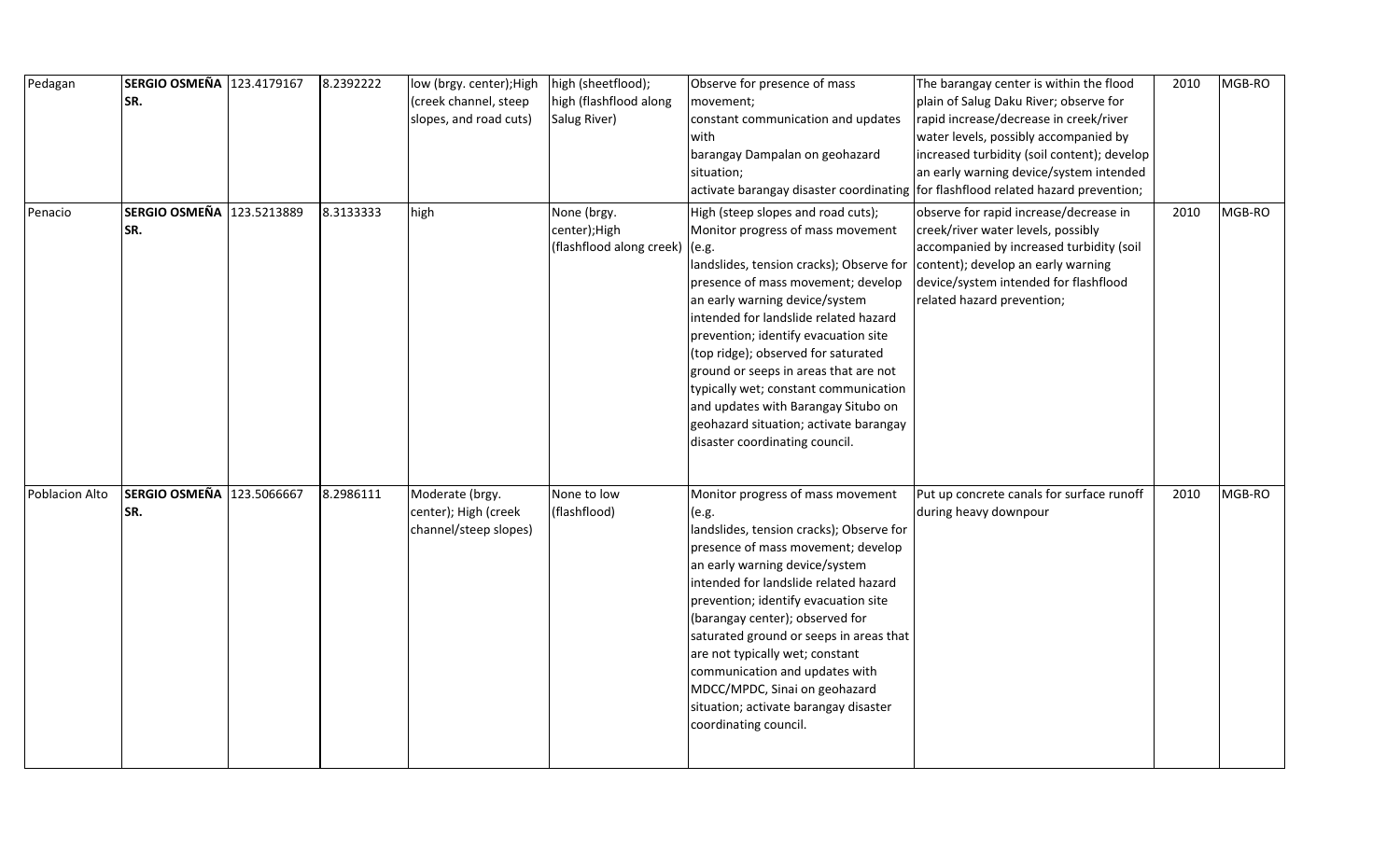| | | | | | | | | | |
|---|---|---|---|---|---|---|---|---|---|
| Pedagan | **SERGIO OSMEÑA SR.** | 123.4179167 | 8.2392222 | low (brgy. center);High (creek channel, steep slopes, and road cuts) | high (sheetflood); high (flashflood along Salug River) | Observe for presence of mass movement; constant communication and updates with barangay Dampalan on geohazard situation; activate barangay disaster coordinating | The barangay center is within the flood plain of Salug Daku River; observe for rapid increase/decrease in creek/river water levels, possibly accompanied by increased turbidity (soil content); develop an early warning device/system intended for flashflood related hazard prevention; | 2010 | MGB-RO |
| Penacio | **SERGIO OSMEÑA SR.** | 123.5213889 | 8.3133333 | high | None (brgy. center);High (flashflood along creek) | High (steep slopes and road cuts); Monitor progress of mass movement (e.g. landslides, tension cracks); Observe for presence of mass movement; develop an early warning device/system intended for landslide related hazard prevention; identify evacuation site (top ridge); observed for saturated ground or seeps in areas that are not typically wet; constant communication and updates with Barangay Situbo on geohazard situation; activate barangay disaster coordinating council. | observe for rapid increase/decrease in creek/river water levels, possibly accompanied by increased turbidity (soil content); develop an early warning device/system intended for flashflood related hazard prevention; | 2010 | MGB-RO |
| Poblacion Alto | **SERGIO OSMEÑA SR.** | 123.5066667 | 8.2986111 | Moderate (brgy. center); High (creek channel/steep slopes) | None to low (flashflood) | Monitor progress of mass movement (e.g. landslides, tension cracks); Observe for presence of mass movement; develop an early warning device/system intended for landslide related hazard prevention; identify evacuation site (barangay center); observed for saturated ground or seeps in areas that are not typically wet; constant communication and updates with MDCC/MPDC, Sinai on geohazard situation; activate barangay disaster coordinating council. | Put up concrete canals for surface runoff during heavy downpour | 2010 | MGB-RO |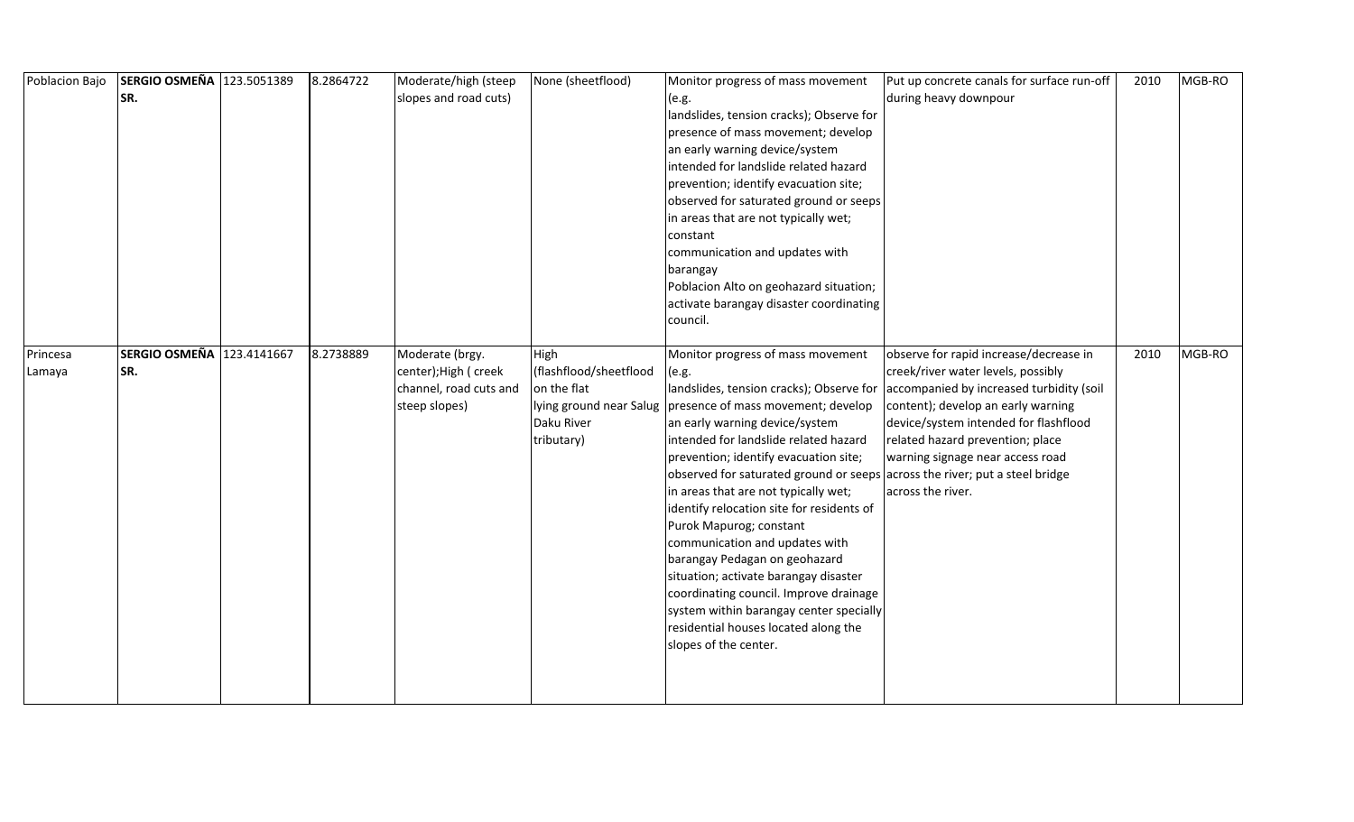| Poblacion Bajo | **SERGIO OSMEÑA SR.** | 123.5051389 | 8.2864722 | Moderate/high (steep slopes and road cuts) | None (sheetflood) | Monitor progress of mass movement (e.g. landslides, tension cracks); Observe for presence of mass movement; develop an early warning device/system intended for landslide related hazard prevention; identify evacuation site; observed for saturated ground or seeps in areas that are not typically wet; constant communication and updates with barangay Poblacion Alto on geohazard situation; activate barangay disaster coordinating council. | Put up concrete canals for surface run-off during heavy downpour | 2010 | MGB-RO |
|---|---|---|---|---|---|---|---|---|---|
| Princesa Lamaya | **SERGIO OSMEÑA SR.** | 123.4141667 | 8.2738889 | Moderate (brgy. center);High ( creek channel, road cuts and steep slopes) | High (flashflood/sheetflood on the flat lying ground near Salug Daku River tributary) | Monitor progress of mass movement (e.g. landslides, tension cracks); Observe for presence of mass movement; develop an early warning device/system intended for landslide related hazard prevention; identify evacuation site; observed for saturated ground or seeps in areas that are not typically wet; identify relocation site for residents of Purok Mapurog; constant communication and updates with barangay Pedagan on geohazard situation; activate barangay disaster coordinating council. Improve drainage system within barangay center specially residential houses located along the slopes of the center. | observe for rapid increase/decrease in creek/river water levels, possibly accompanied by increased turbidity (soil content); develop an early warning device/system intended for flashflood related hazard prevention; place warning signage near access road across the river; put a steel bridge across the river. | 2010 | MGB-RO |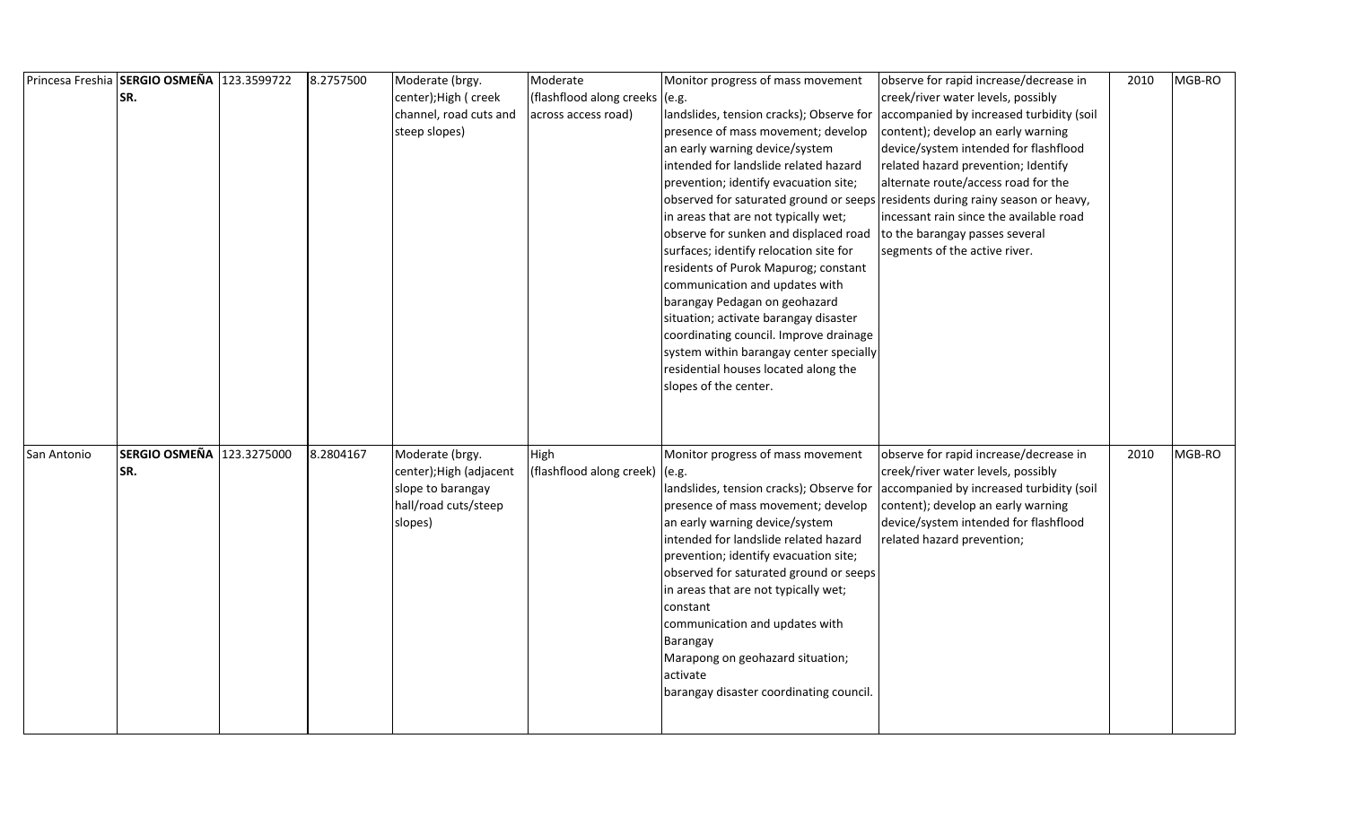| Princesa Freshia | **SERGIO OSMEÑA SR.** | 123.3599722 | 8.2757500 | Moderate (brgy. center);High ( creek channel, road cuts and steep slopes) | Moderate (flashflood along creeks across access road) | Monitor progress of mass movement (e.g. landslides, tension cracks); Observe for presence of mass movement; develop an early warning device/system intended for landslide related hazard prevention; identify evacuation site; observed for saturated ground or seeps in areas that are not typically wet; observe for sunken and displaced road surfaces; identify relocation site for residents of Purok Mapurog; constant communication and updates with barangay Pedagan on geohazard situation; activate barangay disaster coordinating council. Improve drainage system within barangay center specially residential houses located along the slopes of the center. | observe for rapid increase/decrease in creek/river water levels, possibly accompanied by increased turbidity (soil content); develop an early warning device/system intended for flashflood related hazard prevention; Identify alternate route/access road for the residents during rainy season or heavy, incessant rain since the available road to the barangay passes several segments of the active river. | 2010 | MGB-RO |
|---|---|---|---|---|---|---|---|---|---|
| San Antonio | **SERGIO OSMEÑA SR.** | 123.3275000 | 8.2804167 | Moderate (brgy. center);High (adjacent slope to barangay hall/road cuts/steep slopes) | High (flashflood along creek) | Monitor progress of mass movement (e.g. landslides, tension cracks); Observe for presence of mass movement; develop an early warning device/system intended for landslide related hazard prevention; identify evacuation site; observed for saturated ground or seeps in areas that are not typically wet; constant communication and updates with Barangay Marapong on geohazard situation; activate barangay disaster coordinating council. | observe for rapid increase/decrease in creek/river water levels, possibly accompanied by increased turbidity (soil content); develop an early warning device/system intended for flashflood related hazard prevention; | 2010 | MGB-RO |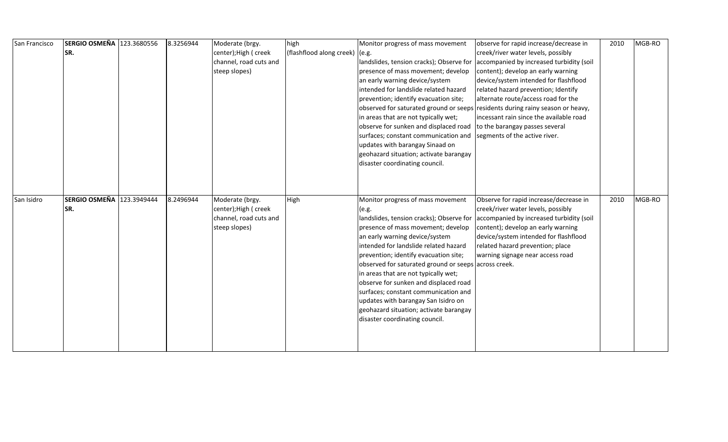| | | | | | | | | | |
|---|---|---|---|---|---|---|---|---|---|
| San Francisco | **SERGIO OSMEÑA SR.** | 123.3680556 | 8.3256944 | Moderate (brgy. center);High ( creek channel, road cuts and steep slopes) | high (flashflood along creek) | Monitor progress of mass movement (e.g. landslides, tension cracks); Observe for presence of mass movement; develop an early warning device/system intended for landslide related hazard prevention; identify evacuation site; observed for saturated ground or seeps in areas that are not typically wet; observe for sunken and displaced road surfaces; constant communication and updates with barangay Sinaad on geohazard situation; activate barangay disaster coordinating council. | observe for rapid increase/decrease in creek/river water levels, possibly accompanied by increased turbidity (soil content); develop an early warning device/system intended for flashflood related hazard prevention; Identify alternate route/access road for the residents during rainy season or heavy, incessant rain since the available road to the barangay passes several segments of the active river. | 2010 | MGB-RO |
| San Isidro | **SERGIO OSMEÑA SR.** | 123.3949444 | 8.2496944 | Moderate (brgy. center);High ( creek channel, road cuts and steep slopes) | High | Monitor progress of mass movement (e.g. landslides, tension cracks); Observe for presence of mass movement; develop an early warning device/system intended for landslide related hazard prevention; identify evacuation site; observed for saturated ground or seeps in areas that are not typically wet; observe for sunken and displaced road surfaces; constant communication and updates with barangay San Isidro on geohazard situation; activate barangay disaster coordinating council. | Observe for rapid increase/decrease in creek/river water levels, possibly accompanied by increased turbidity (soil content); develop an early warning device/system intended for flashflood related hazard prevention; place warning signage near access road across creek. | 2010 | MGB-RO |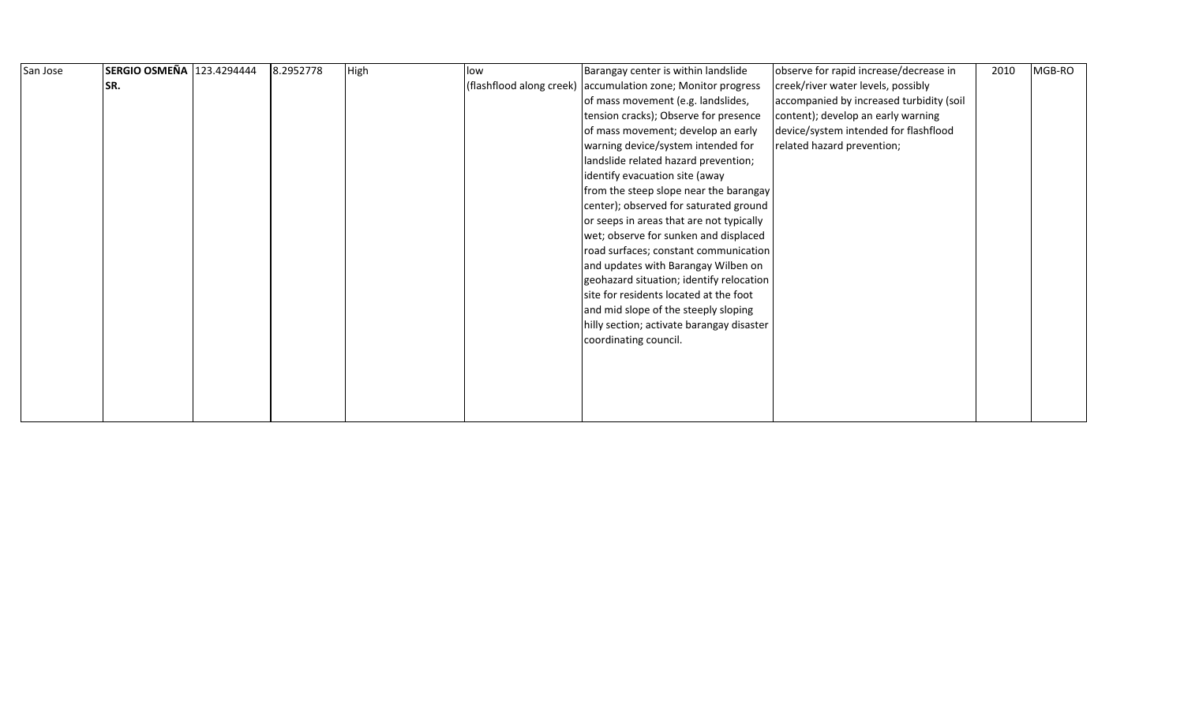| San Jose | **SERGIO OSMEÑA SR.** | 123.4294444 | 8.2952778 | High | low (flashflood along creek) | Barangay center is within landslide accumulation zone; Monitor progress of mass movement (e.g. landslides, tension cracks); Observe for presence of mass movement; develop an early warning device/system intended for landslide related hazard prevention; identify evacuation site (away from the steep slope near the barangay center); observed for saturated ground or seeps in areas that are not typically wet; observe for sunken and displaced road surfaces; constant communication and updates with Barangay Wilben on geohazard situation; identify relocation site for residents located at the foot and mid slope of the steeply sloping hilly section; activate barangay disaster coordinating council. | observe for rapid increase/decrease in creek/river water levels, possibly accompanied by increased turbidity (soil content); develop an early warning device/system intended for flashflood related hazard prevention; | 2010 | MGB-RO |
|---|---|---|---|---|---|---|---|---|---|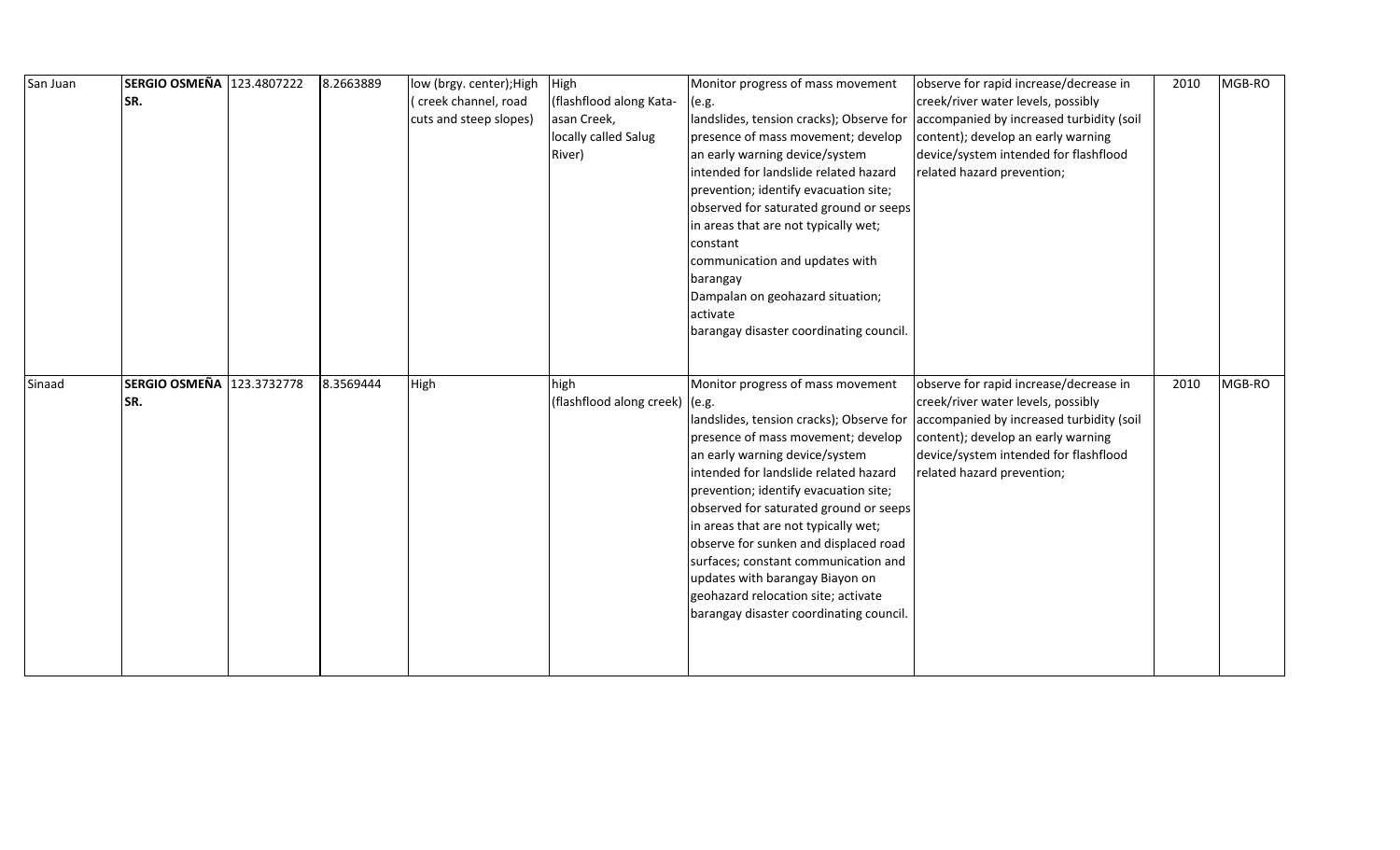| | | | | | | | | | |
|---|---|---|---|---|---|---|---|---|---|
| San Juan | **SERGIO OSMEÑA SR.** | 123.4807222 | 8.2663889 | low (brgy. center);High ( creek channel, road cuts and steep slopes) | High (flashflood along Kata-asan Creek, locally called Salug River) | Monitor progress of mass movement (e.g. landslides, tension cracks); Observe for presence of mass movement; develop an early warning device/system intended for landslide related hazard prevention; identify evacuation site; observed for saturated ground or seeps in areas that are not typically wet; constant communication and updates with barangay Dampalan on geohazard situation; activate barangay disaster coordinating council. | observe for rapid increase/decrease in creek/river water levels, possibly accompanied by increased turbidity (soil content); develop an early warning device/system intended for flashflood related hazard prevention; | 2010 | MGB-RO |
| Sinaad | **SERGIO OSMEÑA SR.** | 123.3732778 | 8.3569444 | High | high (flashflood along creek) | Monitor progress of mass movement (e.g. landslides, tension cracks); Observe for presence of mass movement; develop an early warning device/system intended for landslide related hazard prevention; identify evacuation site; observed for saturated ground or seeps in areas that are not typically wet; observe for sunken and displaced road surfaces; constant communication and updates with barangay Biayon on geohazard relocation site; activate barangay disaster coordinating council. | observe for rapid increase/decrease in creek/river water levels, possibly accompanied by increased turbidity (soil content); develop an early warning device/system intended for flashflood related hazard prevention; | 2010 | MGB-RO |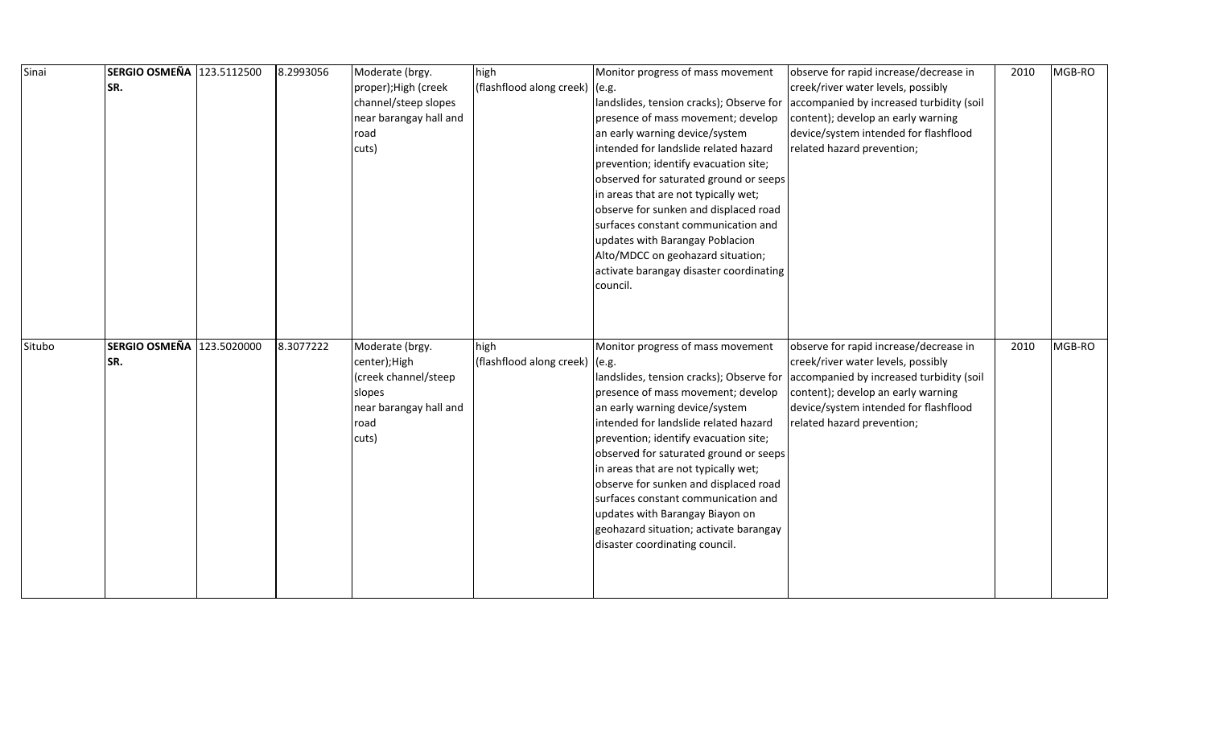| | | | | | | | | | |
|---|---|---|---|---|---|---|---|---|---|
| Sinai | **SERGIO OSMEÑA SR.** | 123.5112500 | 8.2993056 | Moderate (brgy. proper);High (creek channel/steep slopes near barangay hall and road cuts) | high (flashflood along creek) | Monitor progress of mass movement (e.g. landslides, tension cracks); Observe for presence of mass movement; develop an early warning device/system intended for landslide related hazard prevention; identify evacuation site; observed for saturated ground or seeps in areas that are not typically wet; observe for sunken and displaced road surfaces constant communication and updates with Barangay Poblacion Alto/MDCC on geohazard situation; activate barangay disaster coordinating council. | observe for rapid increase/decrease in creek/river water levels, possibly accompanied by increased turbidity (soil content); develop an early warning device/system intended for flashflood related hazard prevention; | 2010 | MGB-RO |
| Situbo | **SERGIO OSMEÑA SR.** | 123.5020000 | 8.3077222 | Moderate (brgy. center);High (creek channel/steep slopes near barangay hall and road cuts) | high (flashflood along creek) | Monitor progress of mass movement (e.g. landslides, tension cracks); Observe for presence of mass movement; develop an early warning device/system intended for landslide related hazard prevention; identify evacuation site; observed for saturated ground or seeps in areas that are not typically wet; observe for sunken and displaced road surfaces constant communication and updates with Barangay Biayon on geohazard situation; activate barangay disaster coordinating council. | observe for rapid increase/decrease in creek/river water levels, possibly accompanied by increased turbidity (soil content); develop an early warning device/system intended for flashflood related hazard prevention; | 2010 | MGB-RO |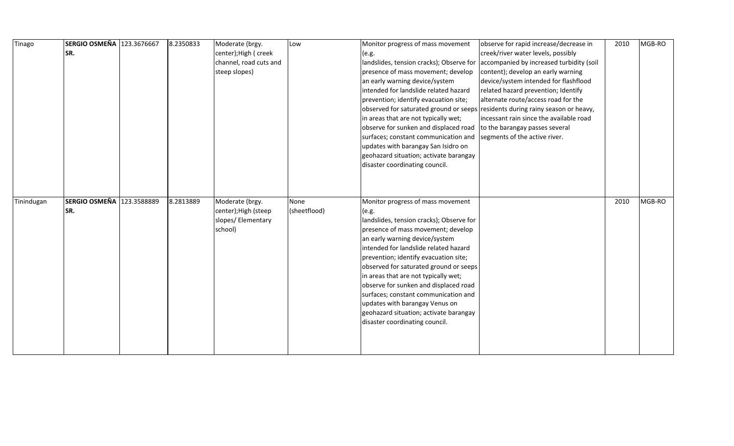| Tinago | **SERGIO OSMEÑA SR.** | 123.3676667 | 8.2350833 | Moderate (brgy. center);High ( creek channel, road cuts and steep slopes) | Low | Monitor progress of mass movement (e.g. landslides, tension cracks); Observe for presence of mass movement; develop an early warning device/system intended for landslide related hazard prevention; identify evacuation site; observed for saturated ground or seeps in areas that are not typically wet; observe for sunken and displaced road surfaces; constant communication and updates with barangay San Isidro on geohazard situation; activate barangay disaster coordinating council. | observe for rapid increase/decrease in creek/river water levels, possibly accompanied by increased turbidity (soil content); develop an early warning device/system intended for flashflood related hazard prevention; Identify alternate route/access road for the residents during rainy season or heavy, incessant rain since the available road to the barangay passes several segments of the active river. | 2010 | MGB-RO |
|---|---|---|---|---|---|---|---|---|---|
| Tinindugan | **SERGIO OSMEÑA SR.** | 123.3588889 | 8.2813889 | Moderate (brgy. center);High (steep slopes/ Elementary school) | None (sheetflood) | Monitor progress of mass movement (e.g. landslides, tension cracks); Observe for presence of mass movement; develop an early warning device/system intended for landslide related hazard prevention; identify evacuation site; observed for saturated ground or seeps in areas that are not typically wet; observe for sunken and displaced road surfaces; constant communication and updates with barangay Venus on geohazard situation; activate barangay disaster coordinating council. | | 2010 | MGB-RO |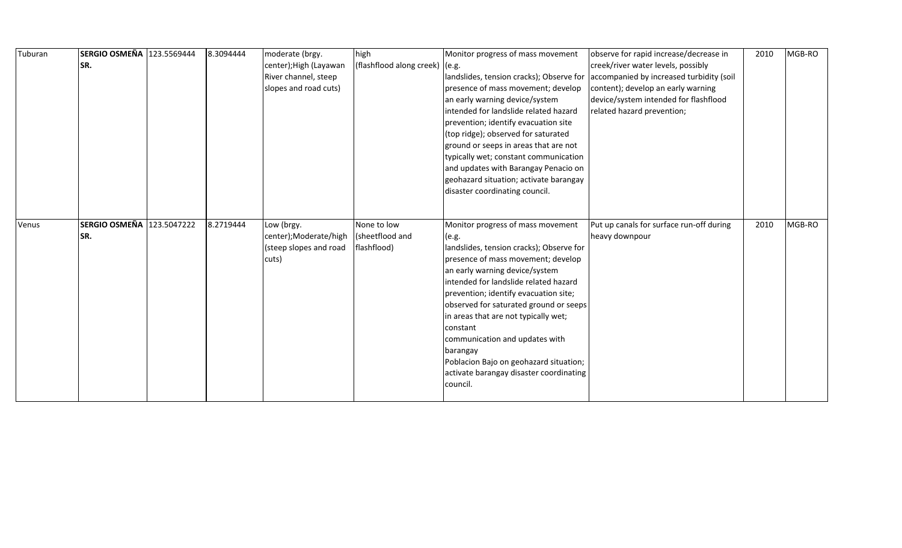| | | | | | | | | | |
|---|---|---|---|---|---|---|---|---|---|
| Tuburan | **SERGIO OSMEÑA SR.** | 123.5569444 | 8.3094444 | moderate (brgy. center);High (Layawan River channel, steep slopes and road cuts) | high (flashflood along creek) | Monitor progress of mass movement (e.g. landslides, tension cracks); Observe for presence of mass movement; develop an early warning device/system intended for landslide related hazard prevention; identify evacuation site (top ridge); observed for saturated ground or seeps in areas that are not typically wet; constant communication and updates with Barangay Penacio on geohazard situation; activate barangay disaster coordinating council. | observe for rapid increase/decrease in creek/river water levels, possibly accompanied by increased turbidity (soil content); develop an early warning device/system intended for flashflood related hazard prevention; | 2010 | MGB-RO |
| Venus | **SERGIO OSMEÑA SR.** | 123.5047222 | 8.2719444 | Low (brgy. center);Moderate/high (steep slopes and road cuts) | None to low (sheetflood and flashflood) | Monitor progress of mass movement (e.g. landslides, tension cracks); Observe for presence of mass movement; develop an early warning device/system intended for landslide related hazard prevention; identify evacuation site; observed for saturated ground or seeps in areas that are not typically wet; constant communication and updates with barangay Poblacion Bajo on geohazard situation; activate barangay disaster coordinating council. | Put up canals for surface run-off during heavy downpour | 2010 | MGB-RO |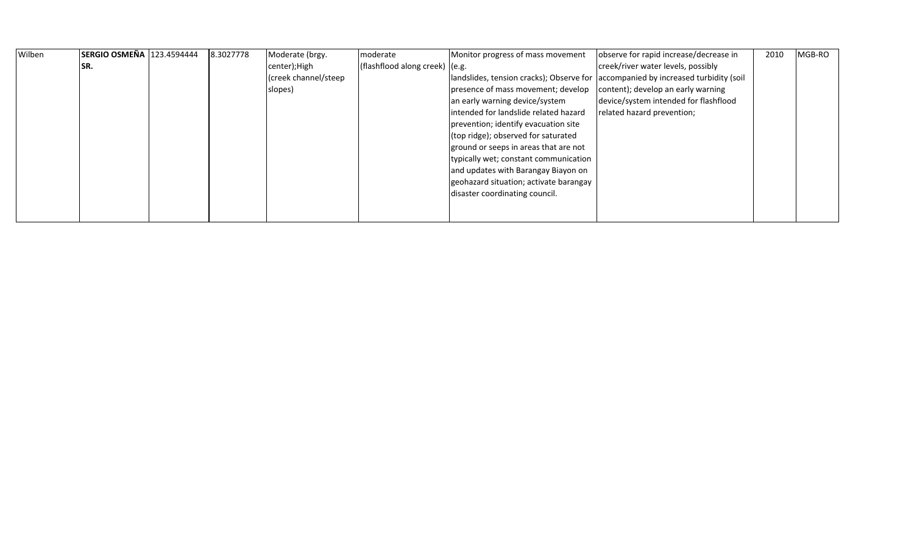| | | | | | | | | | |
|---|---|---|---|---|---|---|---|---|---|
| Wilben | **SERGIO OSMEÑA SR.** | 123.4594444 | 8.3027778 | Moderate (brgy. center);High (creek channel/steep slopes) | moderate (flashflood along creek) | Monitor progress of mass movement (e.g. landslides, tension cracks); Observe for presence of mass movement; develop an early warning device/system intended for landslide related hazard prevention; identify evacuation site (top ridge); observed for saturated ground or seeps in areas that are not typically wet; constant communication and updates with Barangay Biayon on geohazard situation; activate barangay disaster coordinating council. | observe for rapid increase/decrease in creek/river water levels, possibly accompanied by increased turbidity (soil content); develop an early warning device/system intended for flashflood related hazard prevention; | 2010 | MGB-RO |